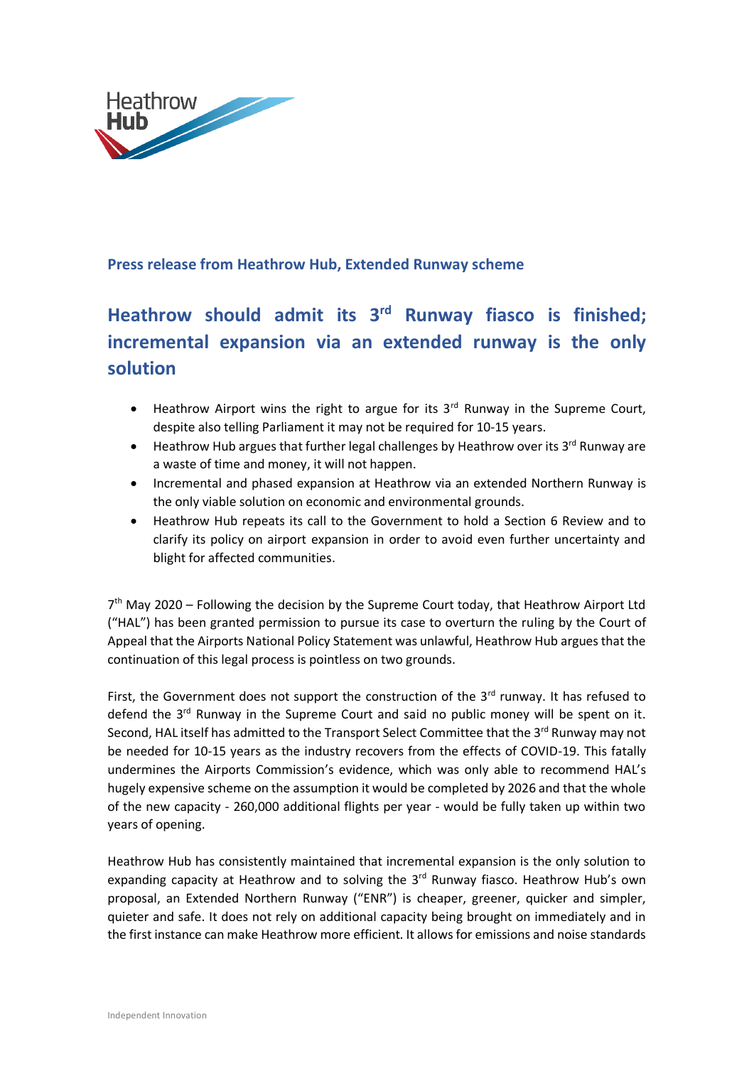**Press release from Heathrow Hub, Extended Runway scheme**

# Heathrow should admit its 3rd Runway fiasco is finished; incremental expansion via an extended runway is the only solution

- Heathrow Airport wins the right to argue for its 3rd Runway in the Supreme Court, despite also telling Parliament it may not be required for 10-15 years.
- Heathrow Hub argues that further legal challenges by Heathrow over its 3rd Runway are a waste of time and money, it will not happen.
- Incremental and phased expansion at Heathrow via an extended Northern Runway is the only viable solution on economic and environmental grounds.
- Heathrow Hub repeats its call to the Government to hold a Section 6 Review and to clarify its policy on airport expansion in order to avoid even further uncertainty and blight for affected communities.

7th May 2020 – Following the decision by the Supreme Court today, that Heathrow Airport Ltd ("HAL") has been granted permission to pursue its case to overturn the ruling by the Court of Appeal that the Airports National Policy Statement was unlawful, Heathrow Hub argues that the continuation of this legal process is pointless on two grounds.

First, the Government does not support the construction of the 3rd runway. It has refused to defend the 3rd Runway in the Supreme Court and said no public money will be spent on it. Second, HAL itself has admitted to the Transport Select Committee that the 3rd Runway may not be needed for 10-15 years as the industry recovers from the effects of COVID-19. This fatally undermines the Airports Commission's evidence, which was only able to recommend HAL's hugely expensive scheme on the assumption it would be completed by 2026 and that the whole of the new capacity - 260,000 additional flights per year - would be fully taken up within two years of opening.

Heathrow Hub has consistently maintained that incremental expansion is the only solution to expanding capacity at Heathrow and to solving the 3rd Runway fiasco. Heathrow Hub's own proposal, an Extended Northern Runway ("ENR") is cheaper, greener, quicker and simpler, quieter and safe. It does not rely on additional capacity being brought on immediately and in the first instance can make Heathrow more efficient. It allows for emissions and noise standards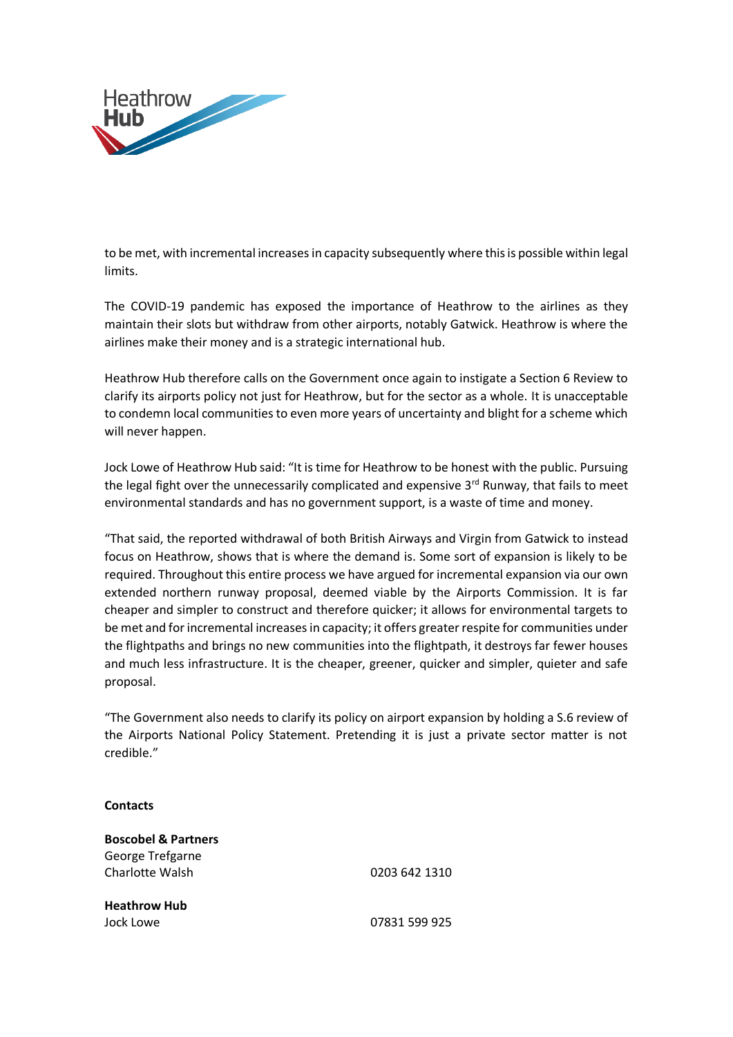to be met, with incremental increases in capacity subsequently where this is possible within legal limits.

The COVID-19 pandemic has exposed the importance of Heathrow to the airlines as they maintain their slots but withdraw from other airports, notably Gatwick. Heathrow is where the airlines make their money and is a strategic international hub.

Heathrow Hub therefore calls on the Government once again to instigate a Section 6 Review to clarify its airports policy not just for Heathrow, but for the sector as a whole. It is unacceptable to condemn local communities to even more years of uncertainty and blight for a scheme which will never happen.

Jock Lowe of Heathrow Hub said: "It is time for Heathrow to be honest with the public. Pursuing the legal fight over the unnecessarily complicated and expensive 3rd Runway, that fails to meet environmental standards and has no government support, is a waste of time and money.

"That said, the reported withdrawal of both British Airways and Virgin from Gatwick to instead focus on Heathrow, shows that is where the demand is. Some sort of expansion is likely to be required. Throughout this entire process we have argued for incremental expansion via our own extended northern runway proposal, deemed viable by the Airports Commission. It is far cheaper and simpler to construct and therefore quicker; it allows for environmental targets to be met and for incremental increases in capacity; it offers greater respite for communities under the flightpaths and brings no new communities into the flightpath, it destroys far fewer houses and much less infrastructure. It is the cheaper, greener, quicker and simpler, quieter and safe proposal.

"The Government also needs to clarify its policy on airport expansion by holding a S.6 review of the Airports National Policy Statement. Pretending it is just a private sector matter is not credible."

**Contacts**

**Boscobel & Partners**
George Trefgarne
Charlotte Walsh 0203 642 1310

**Heathrow Hub**
Jock Lowe 07831 599 925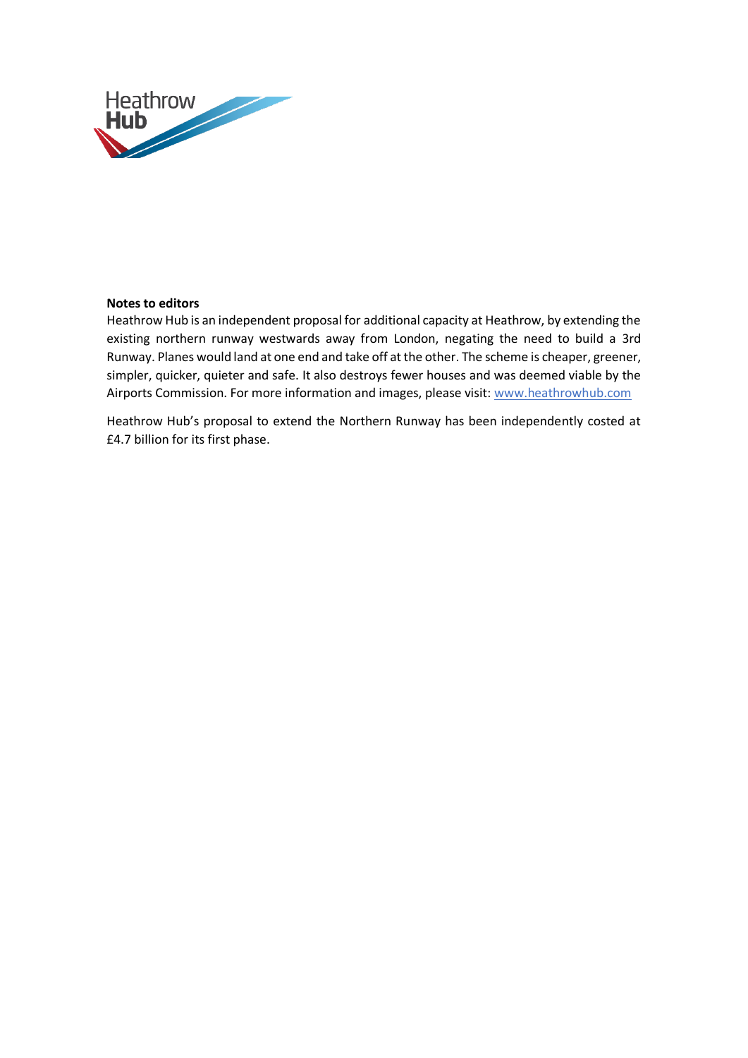**Notes to editors**

Heathrow Hub is an independent proposal for additional capacity at Heathrow, by extending the existing northern runway westwards away from London, negating the need to build a 3rd Runway. Planes would land at one end and take off at the other. The scheme is cheaper, greener, simpler, quicker, quieter and safe. It also destroys fewer houses and was deemed viable by the Airports Commission. For more information and images, please visit: [www.heathrowhub.com](http://www.heathrowhub.com)

Heathrow Hub's proposal to extend the Northern Runway has been independently costed at £4.7 billion for its first phase.